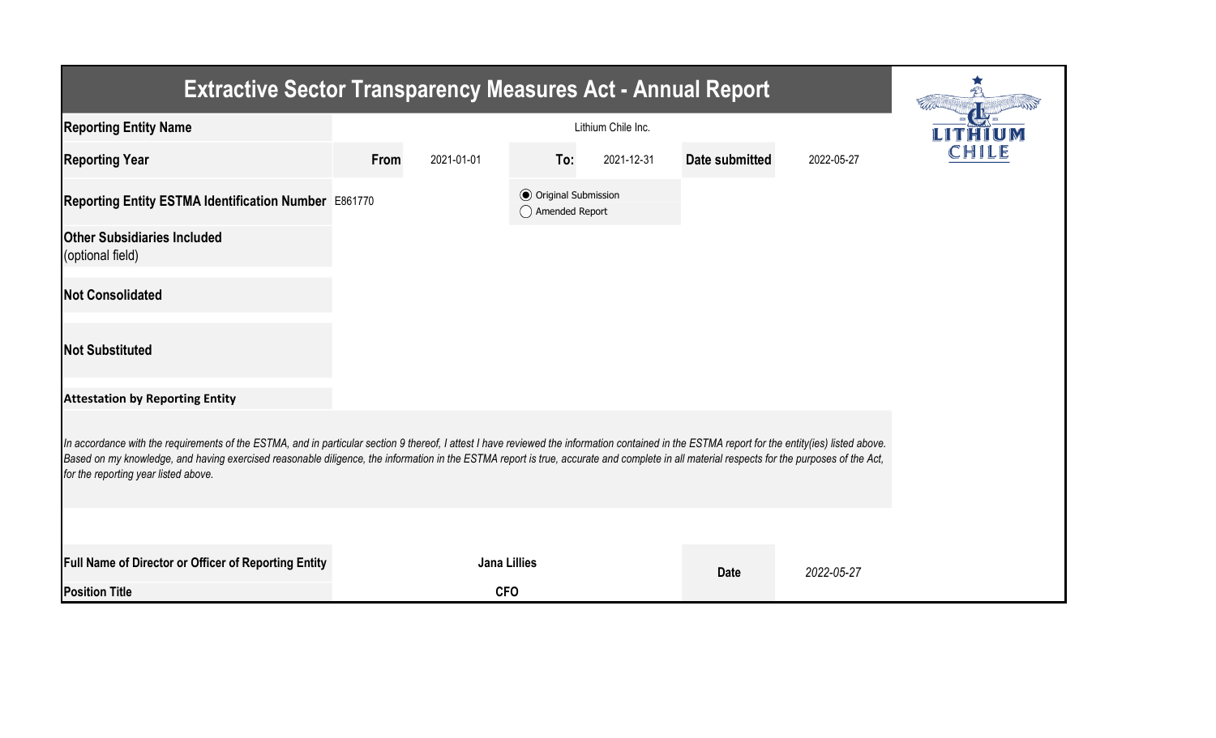# Extractive Sector Transparency Measures Act - Annual Report

| | | | | | | |
|---|---|---|---|---|---|---|
| **Reporting Entity Name** | Lithium Chile Inc. | | | | | |
| **Reporting Year** | **From** | 2021-01-01 | **To:** | 2021-12-31 | **Date submitted** | 2022-05-27 |
| **Reporting Entity ESTMA Identification Number** | E861770 | | ◉ Original Submission ◯ Amended Report | | | |
| **Other Subsidiaries Included** (optional field) | | | | | | |
| **Not Consolidated** | | | | | | |
| **Not Substituted** | | | | | | |

**Attestation by Reporting Entity**

*In accordance with the requirements of the ESTMA, and in particular section 9 thereof, I attest I have reviewed the information contained in the ESTMA report for the entity(ies) listed above. Based on my knowledge, and having exercised reasonable diligence, the information in the ESTMA report is true, accurate and complete in all material respects for the purposes of the Act, for the reporting year listed above.*

| | | | |
|---|---|---|---|
| **Full Name of Director or Officer of Reporting Entity** | **Jana Lillies** | **Date** | *2022-05-27* |
| **Position Title** | **CFO** | | |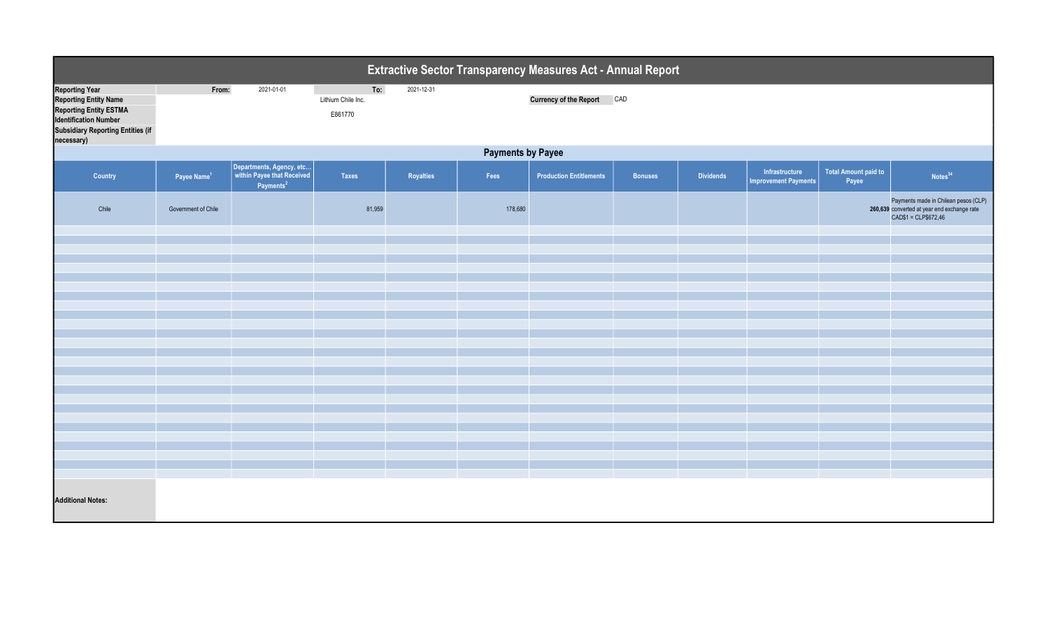# Extractive Sector Transparency Measures Act - Annual Report

| | | | | |
|---|---|---|---|---|
| **Reporting Year** | From: | 2021-01-01 | To: | 2021-12-31 |
| **Reporting Entity Name** | | Lithium Chile Inc. | **Currency of the Report** | CAD |
| **Reporting Entity ESTMA Identification Number** | | E861770 | | |
| **Subsidiary Reporting Entities (if necessary)** | | | | |

## Payments by Payee

| Country | Payee Name[1] | Departments, Agency, etc... within Payee that Received Payments[2] | Taxes | Royalties | Fees | Production Entitlements | Bonuses | Dividends | Infrastructure Improvement Payments | Total Amount paid to Payee | Notes[34] |
|---|---|---|---|---|---|---|---|---|---|---|---|
| Chile | Government of Chile | | 81,959 | | 178,680 | | | | | **260,639** | Payments made in Chilean pesos (CLP) converted at year end exchange rate CAD$1 = CLP$672,46 |

**Additional Notes:**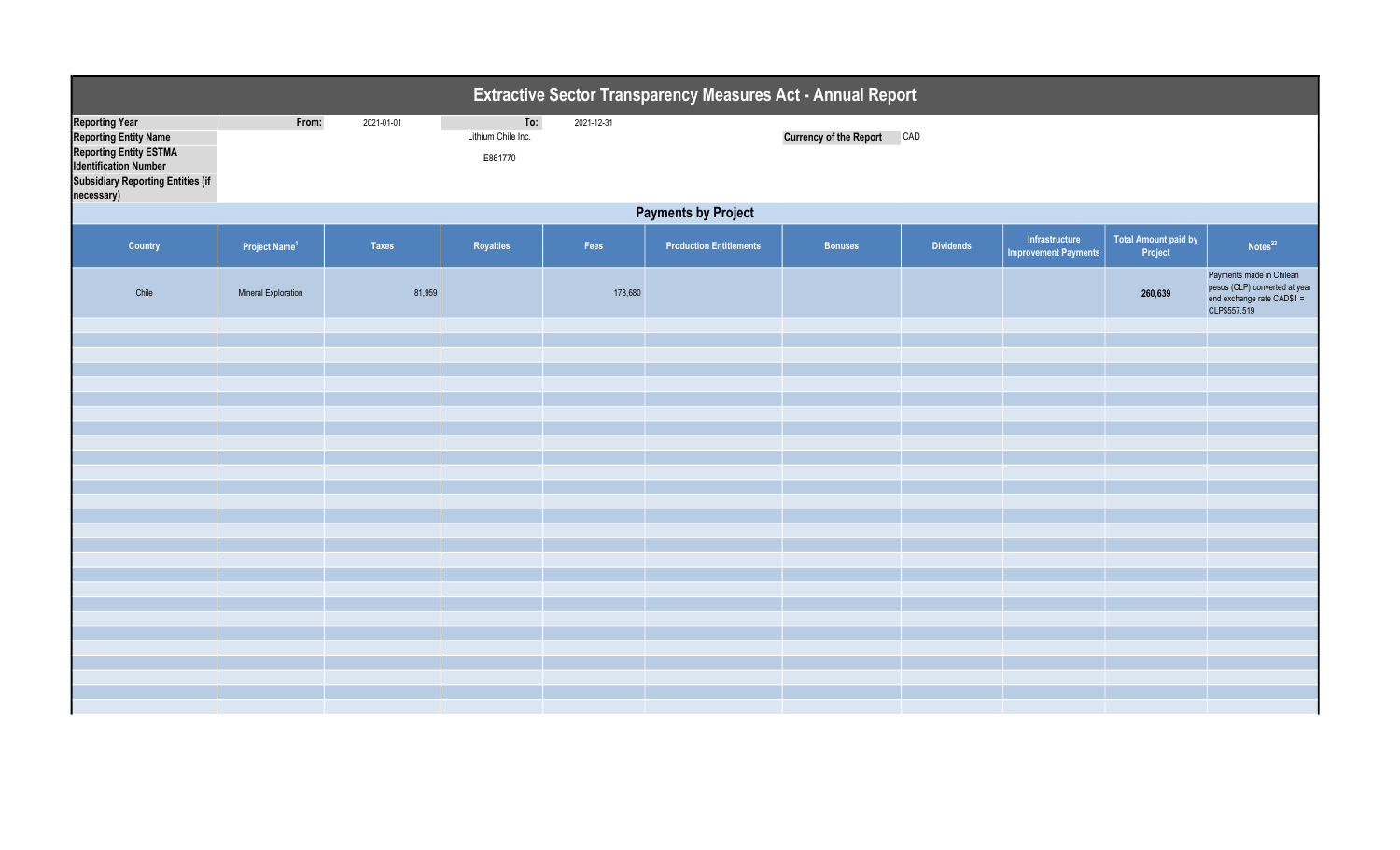# Extractive Sector Transparency Measures Act - Annual Report

| | | | | |
|---|---|---|---|---|
| **Reporting Year** | **From:** | 2021-01-01 | **To:** | 2021-12-31 |
| **Reporting Entity Name** | | Lithium Chile Inc. | **Currency of the Report** | CAD |
| **Reporting Entity ESTMA Identification Number** | | E861770 | | |
| **Subsidiary Reporting Entities (if necessary)** | | | | |

## Payments by Project

| Country | Project Name[1] | Taxes | Royalties | Fees | Production Entitlements | Bonuses | Dividends | Infrastructure Improvement Payments | Total Amount paid by Project | Notes[23] |
|---|---|---|---|---|---|---|---|---|---|---|
| Chile | Mineral Exploration | 81,959 | | 178,680 | | | | | **260,639** | Payments made in Chilean pesos (CLP) converted at year end exchange rate CAD$1 = CLP$557.519 |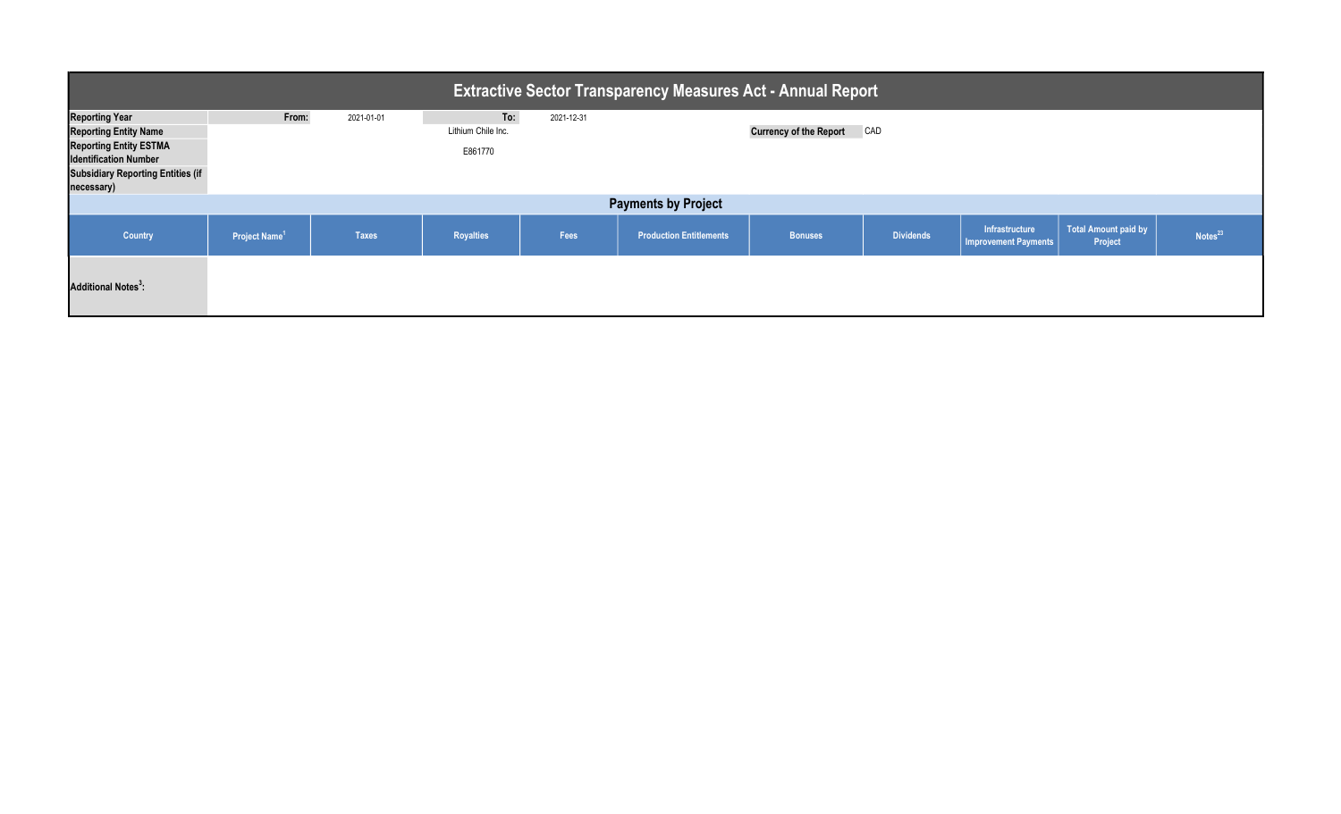# Extractive Sector Transparency Measures Act - Annual Report

| | | | | | |
|---|---|---|---|---|---|
| **Reporting Year** | **From:** | 2021-01-01 | **To:** | 2021-12-31 | |
| **Reporting Entity Name** | | Lithium Chile Inc. | | **Currency of the Report** | CAD |
| **Reporting Entity ESTMA Identification Number** | | E861770 | | | |
| **Subsidiary Reporting Entities (if necessary)** | | | | | |

## Payments by Project

| Country | Project Name[1] | Taxes | Royalties | Fees | Production Entitlements | Bonuses | Dividends | Infrastructure Improvement Payments | Total Amount paid by Project | Notes[23] |
|---|---|---|---|---|---|---|---|---|---|---|

**Additional Notes[3]:**